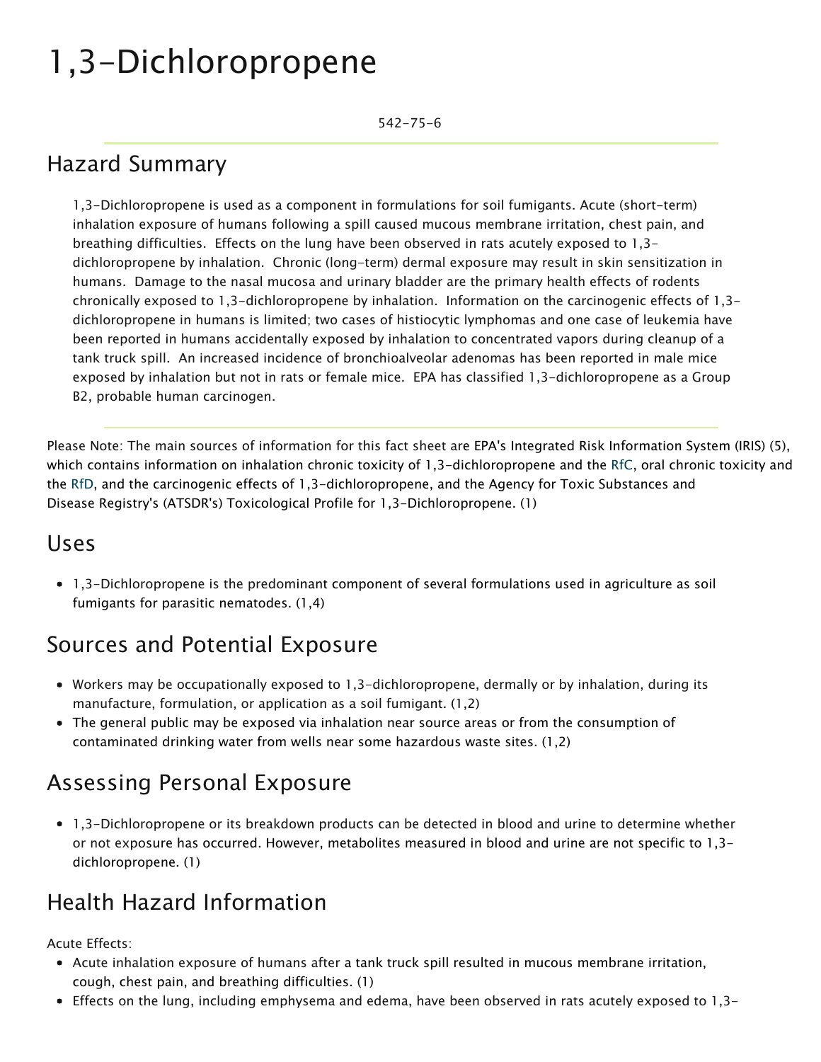# 1,3-Dichloropropene

542-75-6

## Hazard Summary

1,3-Dichloropropene is used as a component in formulations for soil fumigants. Acute (short-term) inhalation exposure of humans following a spill caused mucous membrane irritation, chest pain, and breathing difficulties. Effects on the lung have been observed in rats acutely exposed to 1,3-dichloropropene by inhalation. Chronic (long-term) dermal exposure may result in skin sensitization in humans. Damage to the nasal mucosa and urinary bladder are the primary health effects of rodents chronically exposed to 1,3-dichloropropene by inhalation. Information on the carcinogenic effects of 1,3-dichloropropene in humans is limited; two cases of histiocytic lymphomas and one case of leukemia have been reported in humans accidentally exposed by inhalation to concentrated vapors during cleanup of a tank truck spill. An increased incidence of bronchioalveolar adenomas has been reported in male mice exposed by inhalation but not in rats or female mice. EPA has classified 1,3-dichloropropene as a Group B2, probable human carcinogen.

Please Note: The main sources of information for this fact sheet are EPA's Integrated Risk Information System (IRIS) (5), which contains information on inhalation chronic toxicity of 1,3-dichloropropene and the RfC, oral chronic toxicity and the RfD, and the carcinogenic effects of 1,3-dichloropropene, and the Agency for Toxic Substances and Disease Registry's (ATSDR's) Toxicological Profile for 1,3-Dichloropropene. (1)

## Uses

- 1,3-Dichloropropene is the predominant component of several formulations used in agriculture as soil fumigants for parasitic nematodes. (1,4)

## Sources and Potential Exposure

- Workers may be occupationally exposed to 1,3-dichloropropene, dermally or by inhalation, during its manufacture, formulation, or application as a soil fumigant. (1,2)
- The general public may be exposed via inhalation near source areas or from the consumption of contaminated drinking water from wells near some hazardous waste sites. (1,2)

## Assessing Personal Exposure

- 1,3-Dichloropropene or its breakdown products can be detected in blood and urine to determine whether or not exposure has occurred. However, metabolites measured in blood and urine are not specific to 1,3-dichloropropene. (1)

## Health Hazard Information

Acute Effects:

- Acute inhalation exposure of humans after a tank truck spill resulted in mucous membrane irritation, cough, chest pain, and breathing difficulties. (1)
- Effects on the lung, including emphysema and edema, have been observed in rats acutely exposed to 1,3-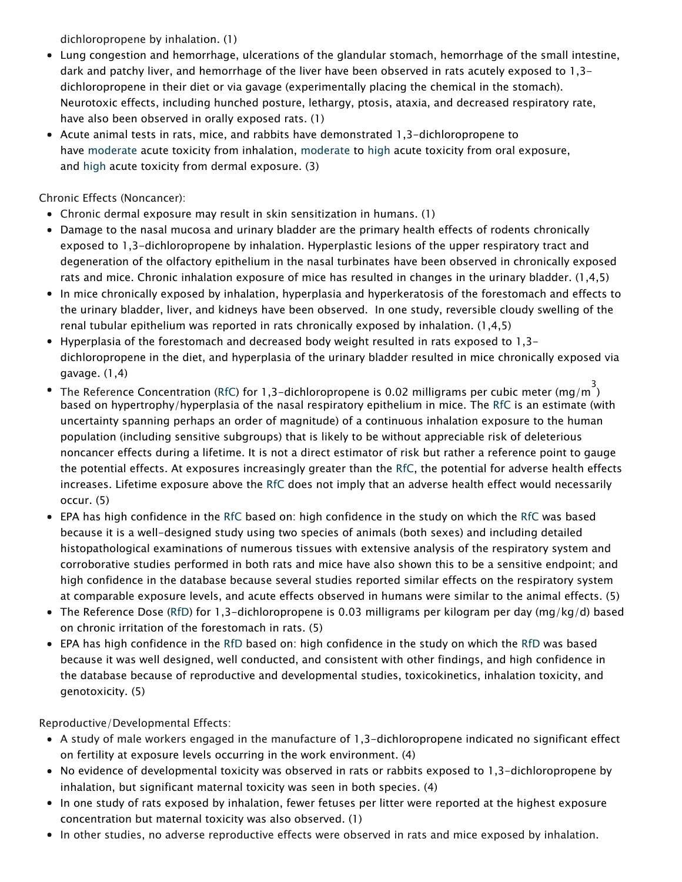dichloropropene by inhalation. (1)

- Lung congestion and hemorrhage, ulcerations of the glandular stomach, hemorrhage of the small intestine, dark and patchy liver, and hemorrhage of the liver have been observed in rats acutely exposed to 1,3-dichloropropene in their diet or via gavage (experimentally placing the chemical in the stomach). Neurotoxic effects, including hunched posture, lethargy, ptosis, ataxia, and decreased respiratory rate, have also been observed in orally exposed rats. (1)
- Acute animal tests in rats, mice, and rabbits have demonstrated 1,3-dichloropropene to have moderate acute toxicity from inhalation, moderate to high acute toxicity from oral exposure, and high acute toxicity from dermal exposure. (3)

Chronic Effects (Noncancer):

- Chronic dermal exposure may result in skin sensitization in humans. (1)
- Damage to the nasal mucosa and urinary bladder are the primary health effects of rodents chronically exposed to 1,3-dichloropropene by inhalation. Hyperplastic lesions of the upper respiratory tract and degeneration of the olfactory epithelium in the nasal turbinates have been observed in chronically exposed rats and mice. Chronic inhalation exposure of mice has resulted in changes in the urinary bladder. (1,4,5)
- In mice chronically exposed by inhalation, hyperplasia and hyperkeratosis of the forestomach and effects to the urinary bladder, liver, and kidneys have been observed. In one study, reversible cloudy swelling of the renal tubular epithelium was reported in rats chronically exposed by inhalation. (1,4,5)
- Hyperplasia of the forestomach and decreased body weight resulted in rats exposed to 1,3-dichloropropene in the diet, and hyperplasia of the urinary bladder resulted in mice chronically exposed via gavage. (1,4)
- The Reference Concentration (RfC) for 1,3-dichloropropene is 0.02 milligrams per cubic meter (mg/m$^3$) based on hypertrophy/hyperplasia of the nasal respiratory epithelium in mice. The RfC is an estimate (with uncertainty spanning perhaps an order of magnitude) of a continuous inhalation exposure to the human population (including sensitive subgroups) that is likely to be without appreciable risk of deleterious noncancer effects during a lifetime. It is not a direct estimator of risk but rather a reference point to gauge the potential effects. At exposures increasingly greater than the RfC, the potential for adverse health effects increases. Lifetime exposure above the RfC does not imply that an adverse health effect would necessarily occur. (5)
- EPA has high confidence in the RfC based on: high confidence in the study on which the RfC was based because it is a well-designed study using two species of animals (both sexes) and including detailed histopathological examinations of numerous tissues with extensive analysis of the respiratory system and corroborative studies performed in both rats and mice have also shown this to be a sensitive endpoint; and high confidence in the database because several studies reported similar effects on the respiratory system at comparable exposure levels, and acute effects observed in humans were similar to the animal effects. (5)
- The Reference Dose (RfD) for 1,3-dichloropropene is 0.03 milligrams per kilogram per day (mg/kg/d) based on chronic irritation of the forestomach in rats. (5)
- EPA has high confidence in the RfD based on: high confidence in the study on which the RfD was based because it was well designed, well conducted, and consistent with other findings, and high confidence in the database because of reproductive and developmental studies, toxicokinetics, inhalation toxicity, and genotoxicity. (5)

Reproductive/Developmental Effects:

- A study of male workers engaged in the manufacture of 1,3-dichloropropene indicated no significant effect on fertility at exposure levels occurring in the work environment. (4)
- No evidence of developmental toxicity was observed in rats or rabbits exposed to 1,3-dichloropropene by inhalation, but significant maternal toxicity was seen in both species. (4)
- In one study of rats exposed by inhalation, fewer fetuses per litter were reported at the highest exposure concentration but maternal toxicity was also observed. (1)
- In other studies, no adverse reproductive effects were observed in rats and mice exposed by inhalation.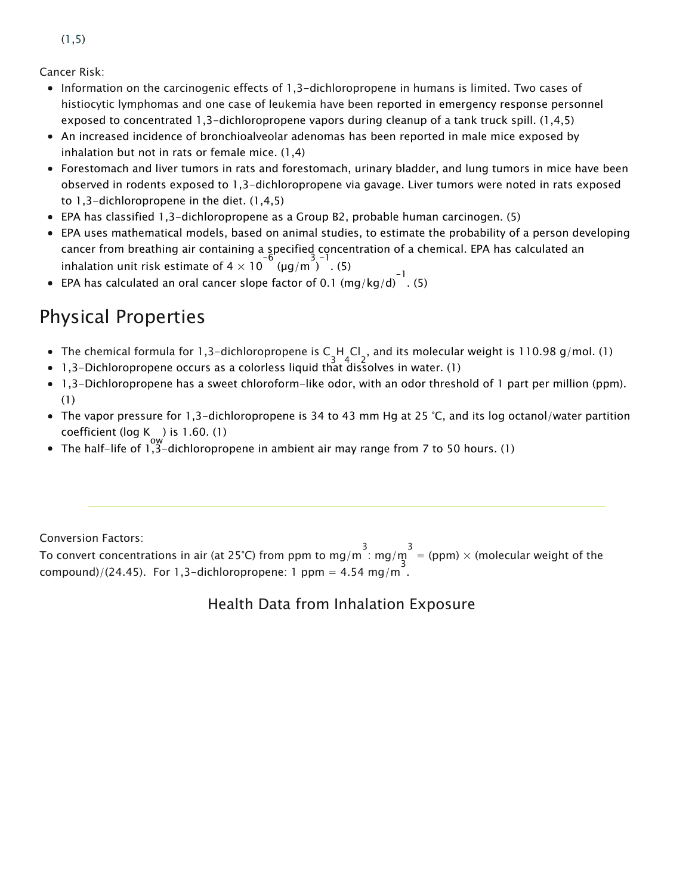(1,5)

Cancer Risk:

- Information on the carcinogenic effects of 1,3-dichloropropene in humans is limited. Two cases of histiocytic lymphomas and one case of leukemia have been reported in emergency response personnel exposed to concentrated 1,3-dichloropropene vapors during cleanup of a tank truck spill. (1,4,5)
- An increased incidence of bronchioalveolar adenomas has been reported in male mice exposed by inhalation but not in rats or female mice. (1,4)
- Forestomach and liver tumors in rats and forestomach, urinary bladder, and lung tumors in mice have been observed in rodents exposed to 1,3-dichloropropene via gavage. Liver tumors were noted in rats exposed to 1,3-dichloropropene in the diet. (1,4,5)
- EPA has classified 1,3-dichloropropene as a Group B2, probable human carcinogen. (5)
- EPA uses mathematical models, based on animal studies, to estimate the probability of a person developing cancer from breathing air containing a specified concentration of a chemical. EPA has calculated an inhalation unit risk estimate of $4 \times 10^{-6}$ $(\mu g/m^3)^{-1}$. (5)
- EPA has calculated an oral cancer slope factor of 0.1 $(mg/kg/d)^{-1}$. (5)

## Physical Properties

- The chemical formula for 1,3-dichloropropene is $C_3H_4Cl_2$, and its molecular weight is 110.98 g/mol. (1)
- 1,3-Dichloropropene occurs as a colorless liquid that dissolves in water. (1)
- 1,3-Dichloropropene has a sweet chloroform-like odor, with an odor threshold of 1 part per million (ppm). (1)
- The vapor pressure for 1,3-dichloropropene is 34 to 43 mm Hg at 25 °C, and its log octanol/water partition coefficient (log $K_{ow}$) is 1.60. (1)
- The half-life of 1,3-dichloropropene in ambient air may range from 7 to 50 hours. (1)

---

Conversion Factors:
To convert concentrations in air (at 25°C) from ppm to $mg/m^3$: $mg/m^3$ = (ppm) $\times$ (molecular weight of the compound)/(24.45). For 1,3-dichloropropene: 1 ppm = 4.54 $mg/m^3$.

### Health Data from Inhalation Exposure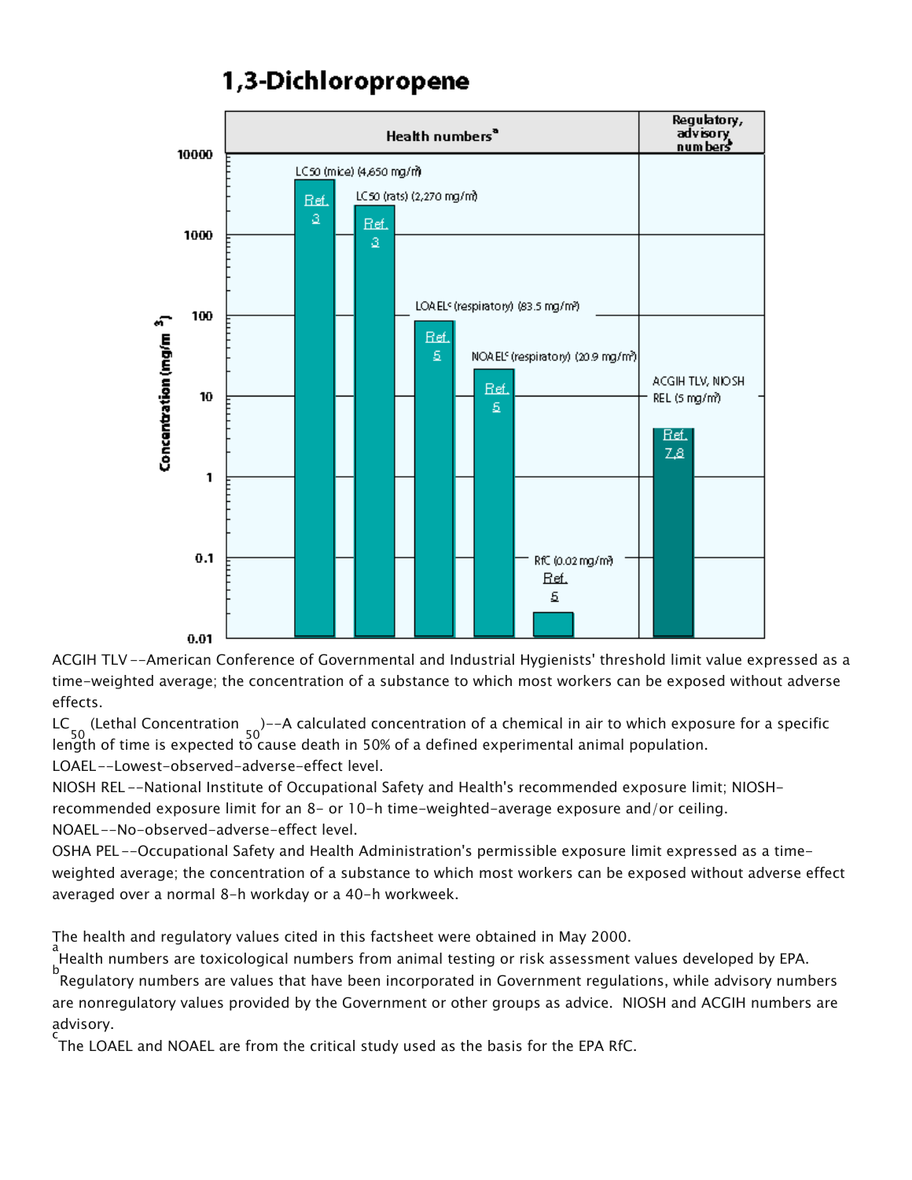# 1,3-Dichloropropene

| | Health numbers[a] | Regulatory, advisory numbers[b] |
|---|---|---|
| LC50 (mice) (4,650 mg/m³) | Ref. 3 | |
| LC50 (rats) (2,270 mg/m³) | Ref. 3 | |
| LOAEL[c] (respiratory) (83.5 mg/m³) | Ref. 5 | |
| NOAEL[c] (respiratory) (20.9 mg/m³) | Ref. 5 | |
| RfC (0.02 mg/m³) | Ref. 5 | |
| ACGIH TLV, NIOSH REL (5 mg/m³) | | Ref. 7,8 |

Concentration (mg/m³): 0.01, 0.1, 1, 10, 100, 1000, 10000

ACGIH TLV--American Conference of Governmental and Industrial Hygienists' threshold limit value expressed as a time-weighted average; the concentration of a substance to which most workers can be exposed without adverse effects.

$LC_{50}$ (Lethal Concentration $_{50}$)--A calculated concentration of a chemical in air to which exposure for a specific length of time is expected to cause death in 50% of a defined experimental animal population.

LOAEL--Lowest-observed-adverse-effect level.

NIOSH REL--National Institute of Occupational Safety and Health's recommended exposure limit; NIOSH-recommended exposure limit for an 8- or 10-h time-weighted-average exposure and/or ceiling.

NOAEL--No-observed-adverse-effect level.

OSHA PEL--Occupational Safety and Health Administration's permissible exposure limit expressed as a time-weighted average; the concentration of a substance to which most workers can be exposed without adverse effect averaged over a normal 8-h workday or a 40-h workweek.

The health and regulatory values cited in this factsheet were obtained in May 2000.

[a] Health numbers are toxicological numbers from animal testing or risk assessment values developed by EPA.

[b] Regulatory numbers are values that have been incorporated in Government regulations, while advisory numbers are nonregulatory values provided by the Government or other groups as advice. NIOSH and ACGIH numbers are advisory.

[c] The LOAEL and NOAEL are from the critical study used as the basis for the EPA RfC.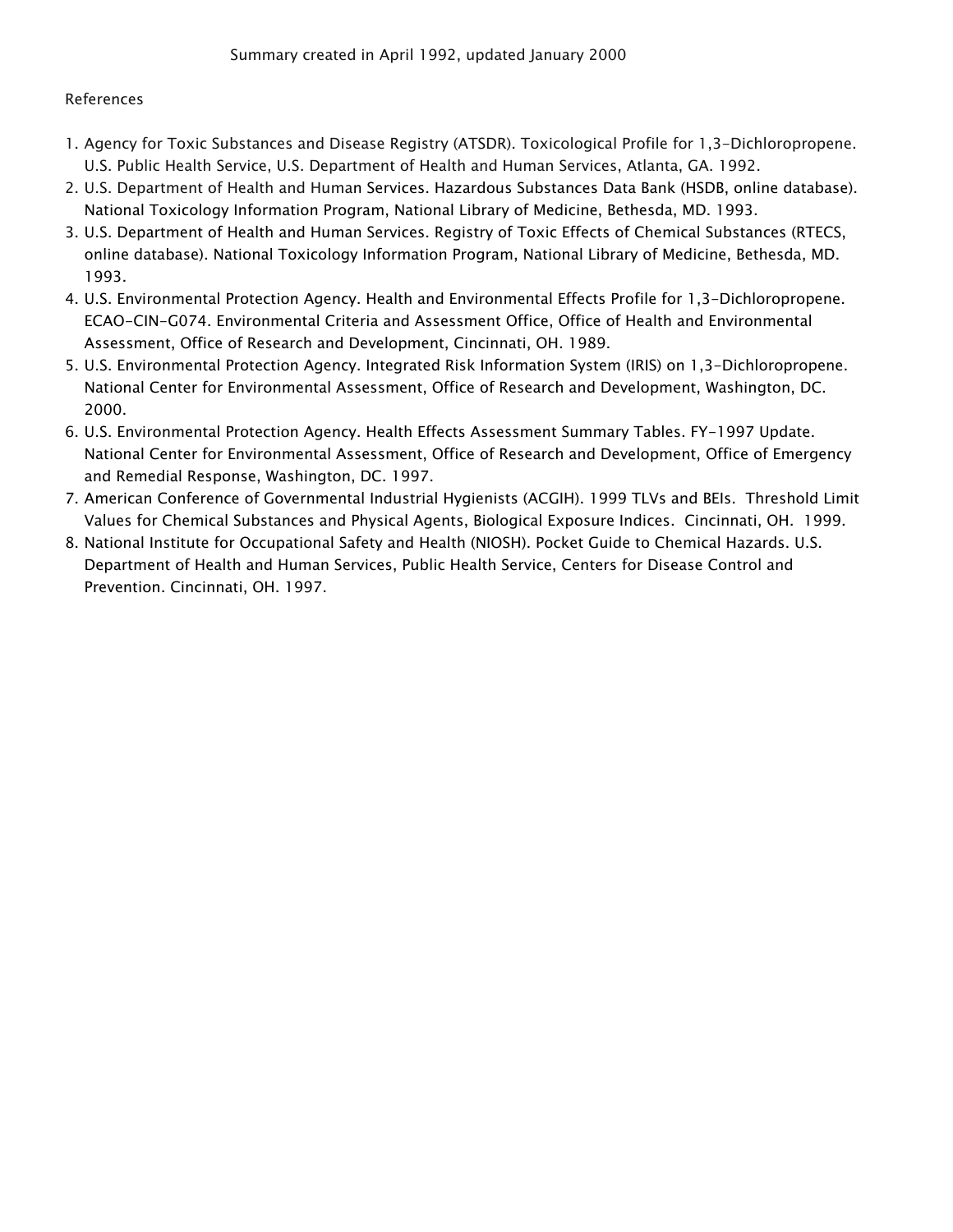Summary created in April 1992, updated January 2000

References

1. Agency for Toxic Substances and Disease Registry (ATSDR). Toxicological Profile for 1,3-Dichloropropene. U.S. Public Health Service, U.S. Department of Health and Human Services, Atlanta, GA. 1992.
2. U.S. Department of Health and Human Services. Hazardous Substances Data Bank (HSDB, online database). National Toxicology Information Program, National Library of Medicine, Bethesda, MD. 1993.
3. U.S. Department of Health and Human Services. Registry of Toxic Effects of Chemical Substances (RTECS, online database). National Toxicology Information Program, National Library of Medicine, Bethesda, MD. 1993.
4. U.S. Environmental Protection Agency. Health and Environmental Effects Profile for 1,3-Dichloropropene. ECAO-CIN-G074. Environmental Criteria and Assessment Office, Office of Health and Environmental Assessment, Office of Research and Development, Cincinnati, OH. 1989.
5. U.S. Environmental Protection Agency. Integrated Risk Information System (IRIS) on 1,3-Dichloropropene. National Center for Environmental Assessment, Office of Research and Development, Washington, DC. 2000.
6. U.S. Environmental Protection Agency. Health Effects Assessment Summary Tables. FY-1997 Update. National Center for Environmental Assessment, Office of Research and Development, Office of Emergency and Remedial Response, Washington, DC. 1997.
7. American Conference of Governmental Industrial Hygienists (ACGIH). 1999 TLVs and BEIs. Threshold Limit Values for Chemical Substances and Physical Agents, Biological Exposure Indices. Cincinnati, OH. 1999.
8. National Institute for Occupational Safety and Health (NIOSH). Pocket Guide to Chemical Hazards. U.S. Department of Health and Human Services, Public Health Service, Centers for Disease Control and Prevention. Cincinnati, OH. 1997.